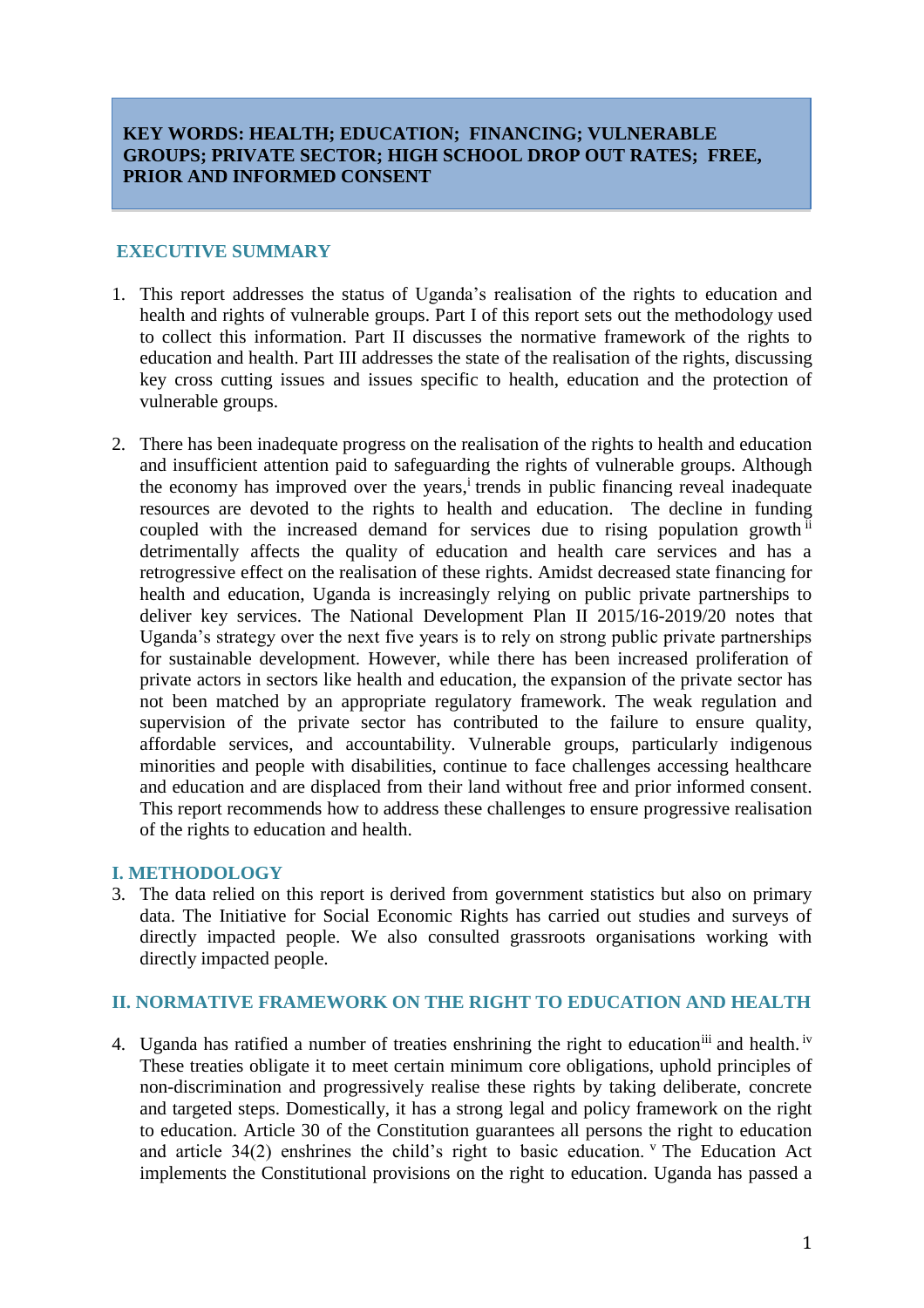**KEY WORDS: HEALTH; EDUCATION; FINANCING; VULNERABLE GROUPS; PRIVATE SECTOR; HIGH SCHOOL DROP OUT RATES; FREE, PRIOR AND INFORMED CONSENT**

## EXECUTIVE SUMMARY

1. This report addresses the status of Uganda's realisation of the rights to education and health and rights of vulnerable groups. Part I of this report sets out the methodology used to collect this information. Part II discusses the normative framework of the rights to education and health. Part III addresses the state of the realisation of the rights, discussing key cross cutting issues and issues specific to health, education and the protection of vulnerable groups.

2. There has been inadequate progress on the realisation of the rights to health and education and insufficient attention paid to safeguarding the rights of vulnerable groups. Although the economy has improved over the years,[i] trends in public financing reveal inadequate resources are devoted to the rights to health and education. The decline in funding coupled with the increased demand for services due to rising population growth[ii] detrimentally affects the quality of education and health care services and has a retrogressive effect on the realisation of these rights. Amidst decreased state financing for health and education, Uganda is increasingly relying on public private partnerships to deliver key services. The National Development Plan II 2015/16-2019/20 notes that Uganda's strategy over the next five years is to rely on strong public private partnerships for sustainable development. However, while there has been increased proliferation of private actors in sectors like health and education, the expansion of the private sector has not been matched by an appropriate regulatory framework. The weak regulation and supervision of the private sector has contributed to the failure to ensure quality, affordable services, and accountability. Vulnerable groups, particularly indigenous minorities and people with disabilities, continue to face challenges accessing healthcare and education and are displaced from their land without free and prior informed consent. This report recommends how to address these challenges to ensure progressive realisation of the rights to education and health.

## I. METHODOLOGY

3. The data relied on this report is derived from government statistics but also on primary data. The Initiative for Social Economic Rights has carried out studies and surveys of directly impacted people. We also consulted grassroots organisations working with directly impacted people.

## II. NORMATIVE FRAMEWORK ON THE RIGHT TO EDUCATION AND HEALTH

4. Uganda has ratified a number of treaties enshrining the right to education[iii] and health.[iv] These treaties obligate it to meet certain minimum core obligations, uphold principles of non-discrimination and progressively realise these rights by taking deliberate, concrete and targeted steps. Domestically, it has a strong legal and policy framework on the right to education. Article 30 of the Constitution guarantees all persons the right to education and article 34(2) enshrines the child's right to basic education.[v] The Education Act implements the Constitutional provisions on the right to education. Uganda has passed a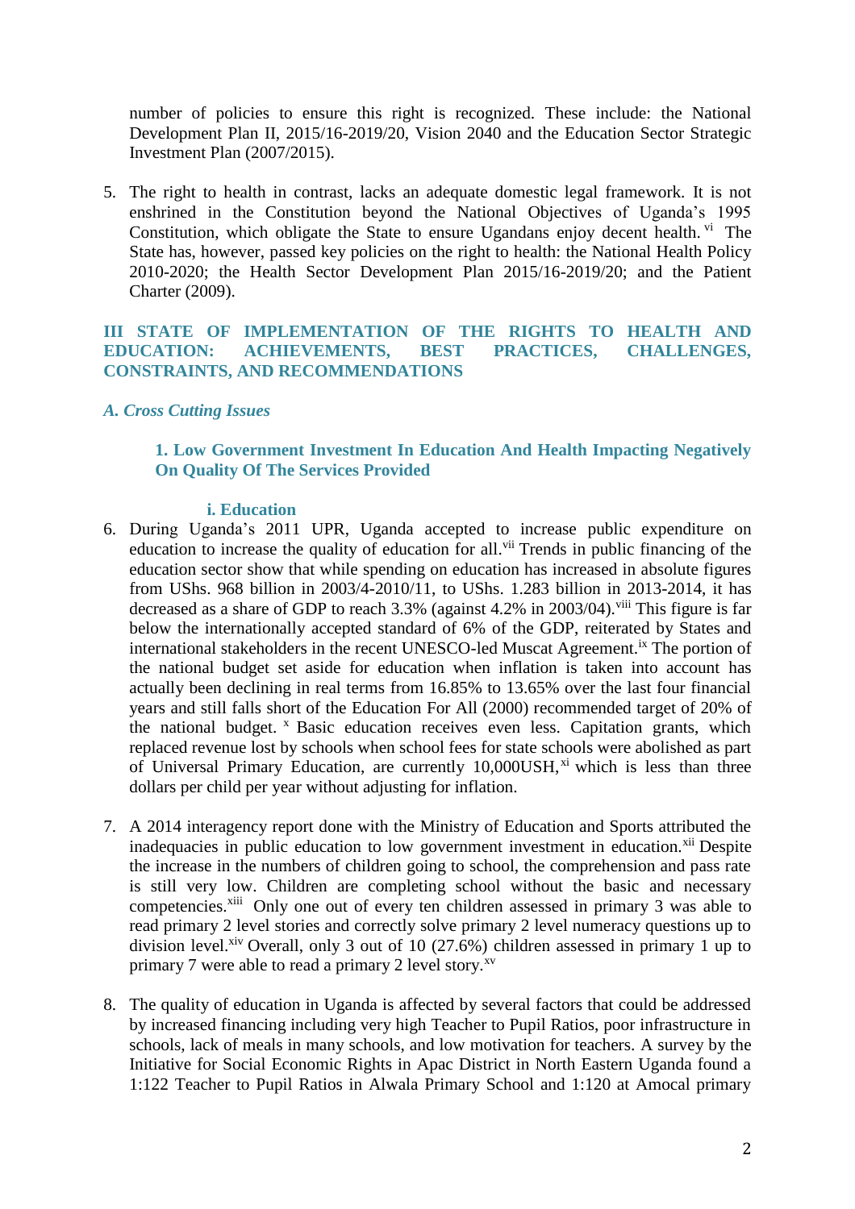number of policies to ensure this right is recognized. These include: the National Development Plan II, 2015/16-2019/20, Vision 2040 and the Education Sector Strategic Investment Plan (2007/2015).

5. The right to health in contrast, lacks an adequate domestic legal framework. It is not enshrined in the Constitution beyond the National Objectives of Uganda's 1995 Constitution, which obligate the State to ensure Ugandans enjoy decent health.[vi] The State has, however, passed key policies on the right to health: the National Health Policy 2010-2020; the Health Sector Development Plan 2015/16-2019/20; and the Patient Charter (2009).

## III STATE OF IMPLEMENTATION OF THE RIGHTS TO HEALTH AND EDUCATION: ACHIEVEMENTS, BEST PRACTICES, CHALLENGES, CONSTRAINTS, AND RECOMMENDATIONS

### *A. Cross Cutting Issues*

#### 1. Low Government Investment In Education And Health Impacting Negatively On Quality Of The Services Provided

##### i. Education

6. During Uganda's 2011 UPR, Uganda accepted to increase public expenditure on education to increase the quality of education for all.[vii] Trends in public financing of the education sector show that while spending on education has increased in absolute figures from UShs. 968 billion in 2003/4-2010/11, to UShs. 1.283 billion in 2013-2014, it has decreased as a share of GDP to reach 3.3% (against 4.2% in 2003/04).[viii] This figure is far below the internationally accepted standard of 6% of the GDP, reiterated by States and international stakeholders in the recent UNESCO-led Muscat Agreement.[ix] The portion of the national budget set aside for education when inflation is taken into account has actually been declining in real terms from 16.85% to 13.65% over the last four financial years and still falls short of the Education For All (2000) recommended target of 20% of the national budget.[x] Basic education receives even less. Capitation grants, which replaced revenue lost by schools when school fees for state schools were abolished as part of Universal Primary Education, are currently 10,000USH,[xi] which is less than three dollars per child per year without adjusting for inflation.

7. A 2014 interagency report done with the Ministry of Education and Sports attributed the inadequacies in public education to low government investment in education.[xii] Despite the increase in the numbers of children going to school, the comprehension and pass rate is still very low. Children are completing school without the basic and necessary competencies.[xiii] Only one out of every ten children assessed in primary 3 was able to read primary 2 level stories and correctly solve primary 2 level numeracy questions up to division level.[xiv] Overall, only 3 out of 10 (27.6%) children assessed in primary 1 up to primary 7 were able to read a primary 2 level story.[xv]

8. The quality of education in Uganda is affected by several factors that could be addressed by increased financing including very high Teacher to Pupil Ratios, poor infrastructure in schools, lack of meals in many schools, and low motivation for teachers. A survey by the Initiative for Social Economic Rights in Apac District in North Eastern Uganda found a 1:122 Teacher to Pupil Ratios in Alwala Primary School and 1:120 at Amocal primary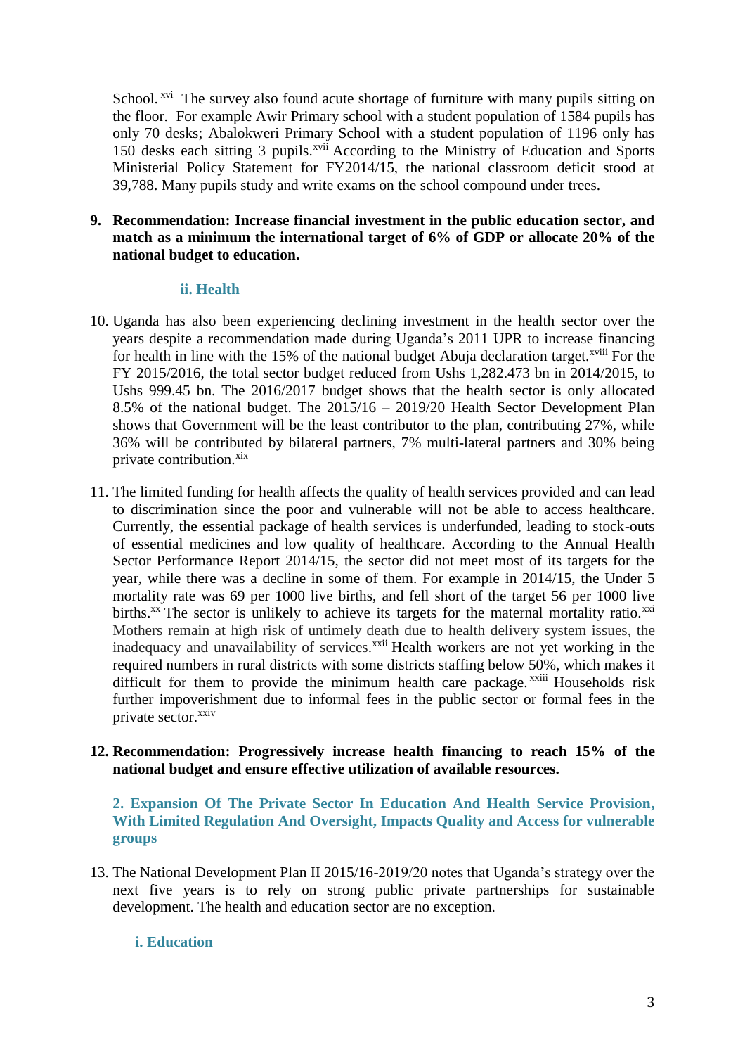School.[xvi] The survey also found acute shortage of furniture with many pupils sitting on the floor. For example Awir Primary school with a student population of 1584 pupils has only 70 desks; Abalokweri Primary School with a student population of 1196 only has 150 desks each sitting 3 pupils.[xvii] According to the Ministry of Education and Sports Ministerial Policy Statement for FY2014/15, the national classroom deficit stood at 39,788. Many pupils study and write exams on the school compound under trees.

9. **Recommendation: Increase financial investment in the public education sector, and match as a minimum the international target of 6% of GDP or allocate 20% of the national budget to education.**

### ii. Health

10. Uganda has also been experiencing declining investment in the health sector over the years despite a recommendation made during Uganda's 2011 UPR to increase financing for health in line with the 15% of the national budget Abuja declaration target.[xviii] For the FY 2015/2016, the total sector budget reduced from Ushs 1,282.473 bn in 2014/2015, to Ushs 999.45 bn. The 2016/2017 budget shows that the health sector is only allocated 8.5% of the national budget. The 2015/16 – 2019/20 Health Sector Development Plan shows that Government will be the least contributor to the plan, contributing 27%, while 36% will be contributed by bilateral partners, 7% multi-lateral partners and 30% being private contribution.[xix]

11. The limited funding for health affects the quality of health services provided and can lead to discrimination since the poor and vulnerable will not be able to access healthcare. Currently, the essential package of health services is underfunded, leading to stock-outs of essential medicines and low quality of healthcare. According to the Annual Health Sector Performance Report 2014/15, the sector did not meet most of its targets for the year, while there was a decline in some of them. For example in 2014/15, the Under 5 mortality rate was 69 per 1000 live births, and fell short of the target 56 per 1000 live births.[xx] The sector is unlikely to achieve its targets for the maternal mortality ratio.[xxi] Mothers remain at high risk of untimely death due to health delivery system issues, the inadequacy and unavailability of services.[xxii] Health workers are not yet working in the required numbers in rural districts with some districts staffing below 50%, which makes it difficult for them to provide the minimum health care package.[xxiii] Households risk further impoverishment due to informal fees in the public sector or formal fees in the private sector.[xxiv]

12. **Recommendation: Progressively increase health financing to reach 15% of the national budget and ensure effective utilization of available resources.**

## 2. Expansion Of The Private Sector In Education And Health Service Provision, With Limited Regulation And Oversight, Impacts Quality and Access for vulnerable groups

13. The National Development Plan II 2015/16-2019/20 notes that Uganda's strategy over the next five years is to rely on strong public private partnerships for sustainable development. The health and education sector are no exception.

### i. Education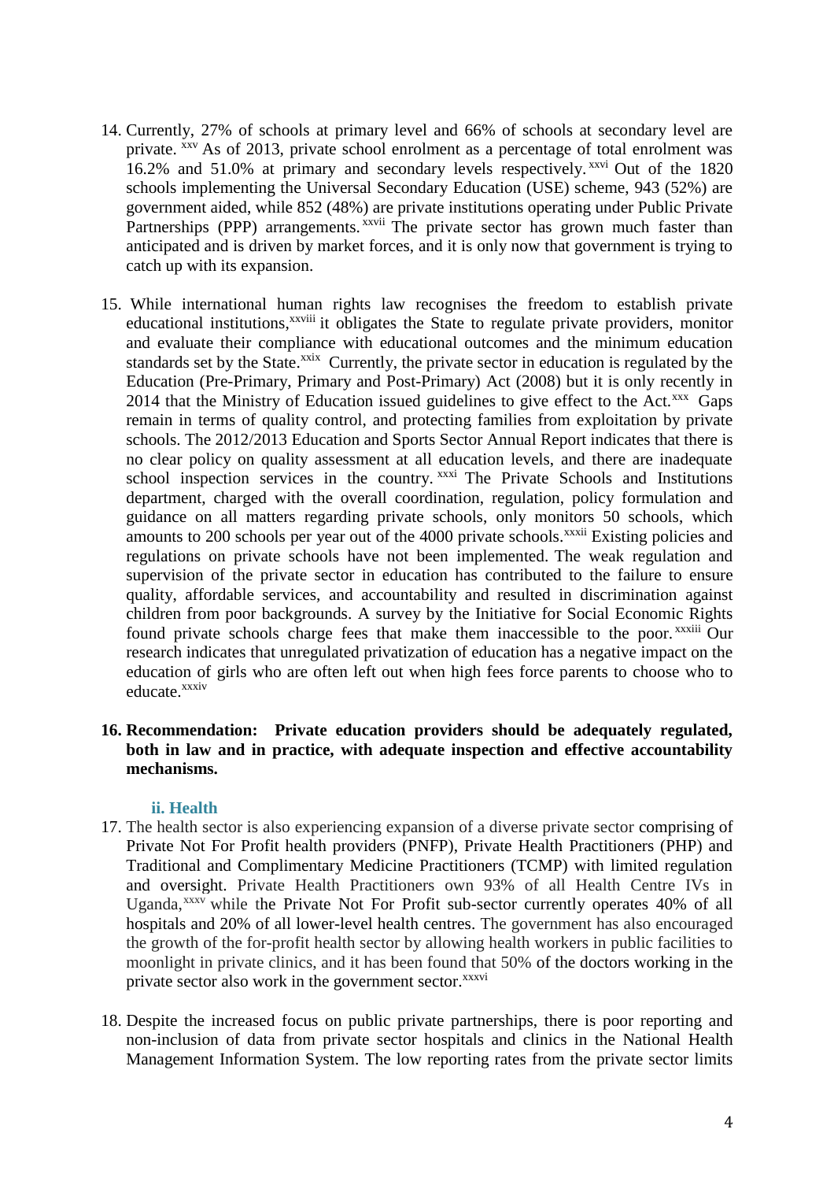14. Currently, 27% of schools at primary level and 66% of schools at secondary level are private.[xxv] As of 2013, private school enrolment as a percentage of total enrolment was 16.2% and 51.0% at primary and secondary levels respectively.[xxvi] Out of the 1820 schools implementing the Universal Secondary Education (USE) scheme, 943 (52%) are government aided, while 852 (48%) are private institutions operating under Public Private Partnerships (PPP) arrangements.[xxvii] The private sector has grown much faster than anticipated and is driven by market forces, and it is only now that government is trying to catch up with its expansion.

15. While international human rights law recognises the freedom to establish private educational institutions,[xxviii] it obligates the State to regulate private providers, monitor and evaluate their compliance with educational outcomes and the minimum education standards set by the State.[xxix] Currently, the private sector in education is regulated by the Education (Pre-Primary, Primary and Post-Primary) Act (2008) but it is only recently in 2014 that the Ministry of Education issued guidelines to give effect to the Act.[xxx] Gaps remain in terms of quality control, and protecting families from exploitation by private schools. The 2012/2013 Education and Sports Sector Annual Report indicates that there is no clear policy on quality assessment at all education levels, and there are inadequate school inspection services in the country.[xxxi] The Private Schools and Institutions department, charged with the overall coordination, regulation, policy formulation and guidance on all matters regarding private schools, only monitors 50 schools, which amounts to 200 schools per year out of the 4000 private schools.[xxxii] Existing policies and regulations on private schools have not been implemented. The weak regulation and supervision of the private sector in education has contributed to the failure to ensure quality, affordable services, and accountability and resulted in discrimination against children from poor backgrounds. A survey by the Initiative for Social Economic Rights found private schools charge fees that make them inaccessible to the poor.[xxxiii] Our research indicates that unregulated privatization of education has a negative impact on the education of girls who are often left out when high fees force parents to choose who to educate.[xxxiv]

16. **Recommendation: Private education providers should be adequately regulated, both in law and in practice, with adequate inspection and effective accountability mechanisms.**

### ii. Health

17. The health sector is also experiencing expansion of a diverse private sector comprising of Private Not For Profit health providers (PNFP), Private Health Practitioners (PHP) and Traditional and Complimentary Medicine Practitioners (TCMP) with limited regulation and oversight. Private Health Practitioners own 93% of all Health Centre IVs in Uganda,[xxxv] while the Private Not For Profit sub-sector currently operates 40% of all hospitals and 20% of all lower-level health centres. The government has also encouraged the growth of the for-profit health sector by allowing health workers in public facilities to moonlight in private clinics, and it has been found that 50% of the doctors working in the private sector also work in the government sector.[xxxvi]

18. Despite the increased focus on public private partnerships, there is poor reporting and non-inclusion of data from private sector hospitals and clinics in the National Health Management Information System. The low reporting rates from the private sector limits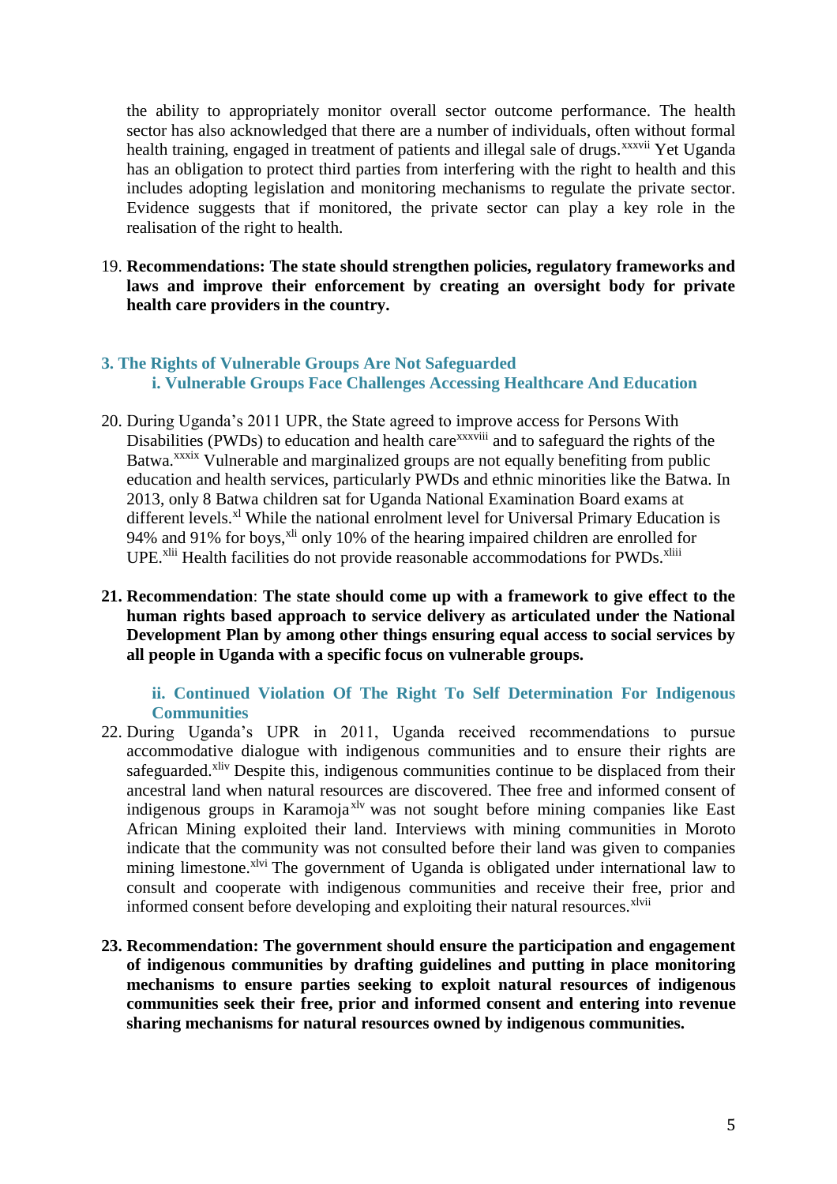the ability to appropriately monitor overall sector outcome performance. The health sector has also acknowledged that there are a number of individuals, often without formal health training, engaged in treatment of patients and illegal sale of drugs.[xxxvii] Yet Uganda has an obligation to protect third parties from interfering with the right to health and this includes adopting legislation and monitoring mechanisms to regulate the private sector. Evidence suggests that if monitored, the private sector can play a key role in the realisation of the right to health.

19. **Recommendations: The state should strengthen policies, regulatory frameworks and laws and improve their enforcement by creating an oversight body for private health care providers in the country.**

## 3. The Rights of Vulnerable Groups Are Not Safeguarded

### i. Vulnerable Groups Face Challenges Accessing Healthcare And Education

20. During Uganda's 2011 UPR, the State agreed to improve access for Persons With Disabilities (PWDs) to education and health care[xxxviii] and to safeguard the rights of the Batwa.[xxxix] Vulnerable and marginalized groups are not equally benefiting from public education and health services, particularly PWDs and ethnic minorities like the Batwa. In 2013, only 8 Batwa children sat for Uganda National Examination Board exams at different levels.[xl] While the national enrolment level for Universal Primary Education is 94% and 91% for boys,[xli] only 10% of the hearing impaired children are enrolled for UPE.[xlii] Health facilities do not provide reasonable accommodations for PWDs.[xliii]

21. **Recommendation**: **The state should come up with a framework to give effect to the human rights based approach to service delivery as articulated under the National Development Plan by among other things ensuring equal access to social services by all people in Uganda with a specific focus on vulnerable groups.**

### ii. Continued Violation Of The Right To Self Determination For Indigenous Communities

22. During Uganda's UPR in 2011, Uganda received recommendations to pursue accommodative dialogue with indigenous communities and to ensure their rights are safeguarded.[xliv] Despite this, indigenous communities continue to be displaced from their ancestral land when natural resources are discovered. Thee free and informed consent of indigenous groups in Karamoja[xlv] was not sought before mining companies like East African Mining exploited their land. Interviews with mining communities in Moroto indicate that the community was not consulted before their land was given to companies mining limestone.[xlvi] The government of Uganda is obligated under international law to consult and cooperate with indigenous communities and receive their free, prior and informed consent before developing and exploiting their natural resources.[xlvii]

23. **Recommendation: The government should ensure the participation and engagement of indigenous communities by drafting guidelines and putting in place monitoring mechanisms to ensure parties seeking to exploit natural resources of indigenous communities seek their free, prior and informed consent and entering into revenue sharing mechanisms for natural resources owned by indigenous communities.**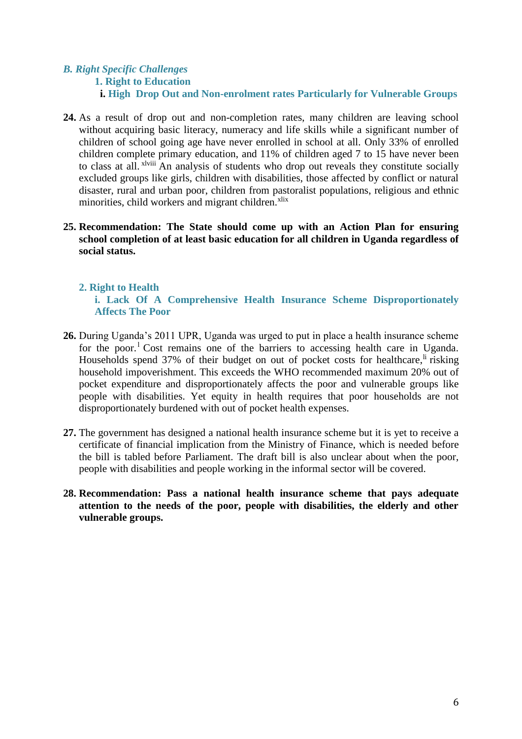### *B. Right Specific Challenges*

#### 1. Right to Education

##### i. High Drop Out and Non-enrolment rates Particularly for Vulnerable Groups

**24.** As a result of drop out and non-completion rates, many children are leaving school without acquiring basic literacy, numeracy and life skills while a significant number of children of school going age have never enrolled in school at all. Only 33% of enrolled children complete primary education, and 11% of children aged 7 to 15 have never been to class at all.[xlviii] An analysis of students who drop out reveals they constitute socially excluded groups like girls, children with disabilities, those affected by conflict or natural disaster, rural and urban poor, children from pastoralist populations, religious and ethnic minorities, child workers and migrant children.[xlix]

**25. Recommendation: The State should come up with an Action Plan for ensuring school completion of at least basic education for all children in Uganda regardless of social status.**

#### 2. Right to Health

##### i. Lack Of A Comprehensive Health Insurance Scheme Disproportionately Affects The Poor

**26.** During Uganda's 2011 UPR, Uganda was urged to put in place a health insurance scheme for the poor.[l] Cost remains one of the barriers to accessing health care in Uganda. Households spend 37% of their budget on out of pocket costs for healthcare,[li] risking household impoverishment. This exceeds the WHO recommended maximum 20% out of pocket expenditure and disproportionately affects the poor and vulnerable groups like people with disabilities. Yet equity in health requires that poor households are not disproportionately burdened with out of pocket health expenses.

**27.** The government has designed a national health insurance scheme but it is yet to receive a certificate of financial implication from the Ministry of Finance, which is needed before the bill is tabled before Parliament. The draft bill is also unclear about when the poor, people with disabilities and people working in the informal sector will be covered.

**28. Recommendation: Pass a national health insurance scheme that pays adequate attention to the needs of the poor, people with disabilities, the elderly and other vulnerable groups.**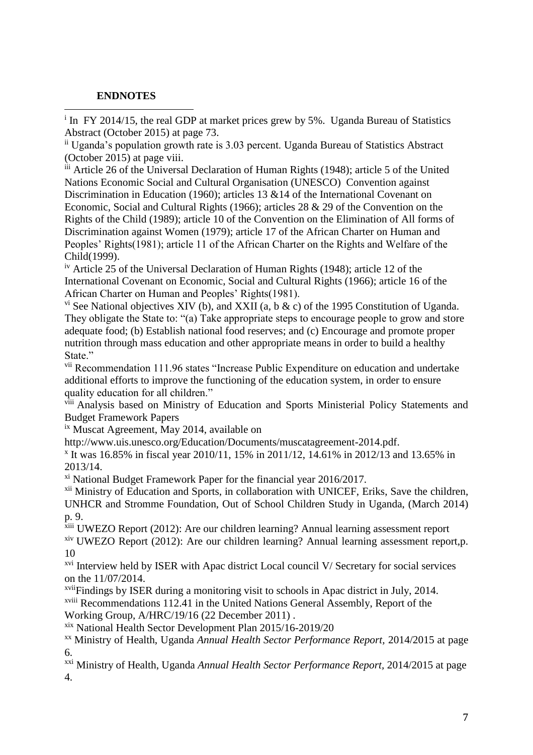**ENDNOTES**

[i] In FY 2014/15, the real GDP at market prices grew by 5%. Uganda Bureau of Statistics Abstract (October 2015) at page 73.

[ii] Uganda's population growth rate is 3.03 percent. Uganda Bureau of Statistics Abstract (October 2015) at page viii.

[iii] Article 26 of the Universal Declaration of Human Rights (1948); article 5 of the United Nations Economic Social and Cultural Organisation (UNESCO) Convention against Discrimination in Education (1960); articles 13 &14 of the International Covenant on Economic, Social and Cultural Rights (1966); articles 28 & 29 of the Convention on the Rights of the Child (1989); article 10 of the Convention on the Elimination of All forms of Discrimination against Women (1979); article 17 of the African Charter on Human and Peoples' Rights(1981); article 11 of the African Charter on the Rights and Welfare of the Child(1999).

[iv] Article 25 of the Universal Declaration of Human Rights (1948); article 12 of the International Covenant on Economic, Social and Cultural Rights (1966); article 16 of the African Charter on Human and Peoples' Rights(1981).

[vi] See National objectives XIV (b), and XXII (a, b & c) of the 1995 Constitution of Uganda. They obligate the State to: "(a) Take appropriate steps to encourage people to grow and store adequate food; (b) Establish national food reserves; and (c) Encourage and promote proper nutrition through mass education and other appropriate means in order to build a healthy State."

[vii] Recommendation 111.96 states "Increase Public Expenditure on education and undertake additional efforts to improve the functioning of the education system, in order to ensure quality education for all children."

[viii] Analysis based on Ministry of Education and Sports Ministerial Policy Statements and Budget Framework Papers

[ix] Muscat Agreement, May 2014, available on http://www.uis.unesco.org/Education/Documents/muscatagreement-2014.pdf.

[x] It was 16.85% in fiscal year 2010/11, 15% in 2011/12, 14.61% in 2012/13 and 13.65% in 2013/14.

[xi] National Budget Framework Paper for the financial year 2016/2017.

[xii] Ministry of Education and Sports, in collaboration with UNICEF, Eriks, Save the children, UNHCR and Stromme Foundation, Out of School Children Study in Uganda, (March 2014) p. 9.

[xiii] UWEZO Report (2012): Are our children learning? Annual learning assessment report

[xiv] UWEZO Report (2012): Are our children learning? Annual learning assessment report,p. 10

[xvi] Interview held by ISER with Apac district Local council V/ Secretary for social services on the 11/07/2014.

[xvii]Findings by ISER during a monitoring visit to schools in Apac district in July, 2014.

[xviii] Recommendations 112.41 in the United Nations General Assembly, Report of the Working Group, A/HRC/19/16 (22 December 2011) .

[xix] National Health Sector Development Plan 2015/16-2019/20

[xx] Ministry of Health, Uganda *Annual Health Sector Performance Report*, 2014/2015 at page 6.

[xxi] Ministry of Health, Uganda *Annual Health Sector Performance Report*, 2014/2015 at page 4.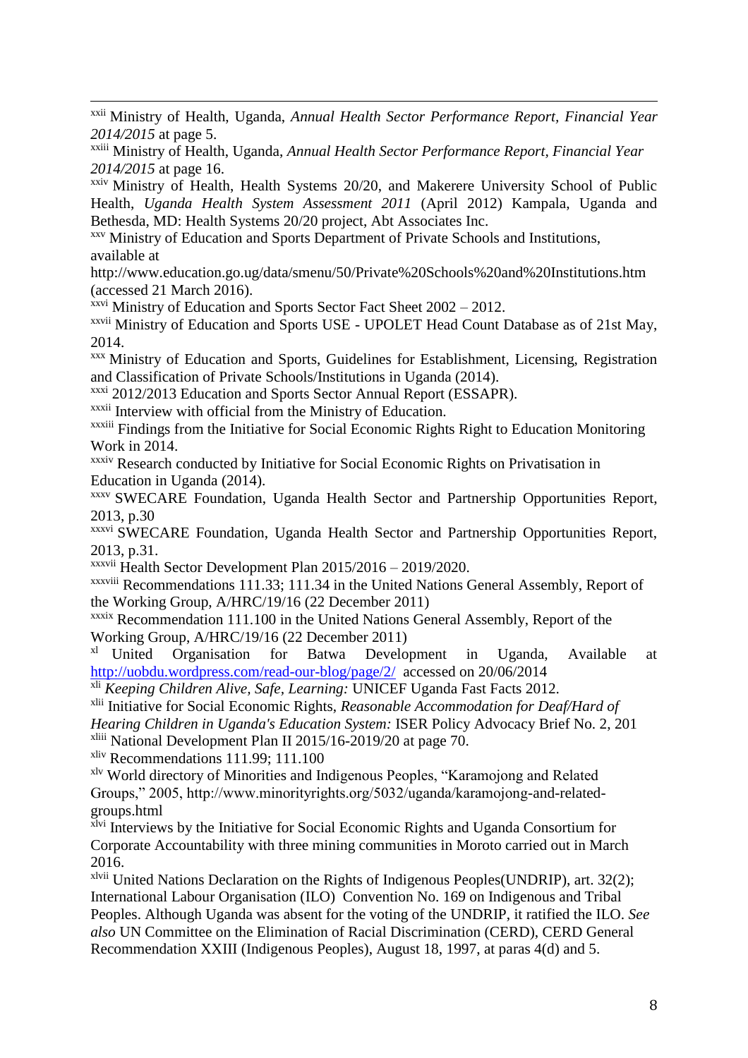[xxii] Ministry of Health, Uganda, *Annual Health Sector Performance Report, Financial Year 2014/2015* at page 5.

[xxiii] Ministry of Health, Uganda, *Annual Health Sector Performance Report, Financial Year 2014/2015* at page 16.

[xxiv] Ministry of Health, Health Systems 20/20, and Makerere University School of Public Health, *Uganda Health System Assessment 2011* (April 2012) Kampala, Uganda and Bethesda, MD: Health Systems 20/20 project, Abt Associates Inc.

[xxv] Ministry of Education and Sports Department of Private Schools and Institutions, available at http://www.education.go.ug/data/smenu/50/Private%20Schools%20and%20Institutions.htm (accessed 21 March 2016).

[xxvi] Ministry of Education and Sports Sector Fact Sheet 2002 – 2012.

[xxvii] Ministry of Education and Sports USE - UPOLET Head Count Database as of 21st May, 2014.

[xxx] Ministry of Education and Sports, Guidelines for Establishment, Licensing, Registration and Classification of Private Schools/Institutions in Uganda (2014).

[xxxi] 2012/2013 Education and Sports Sector Annual Report (ESSAPR).

[xxxii] Interview with official from the Ministry of Education.

[xxxiii] Findings from the Initiative for Social Economic Rights Right to Education Monitoring Work in 2014.

[xxxiv] Research conducted by Initiative for Social Economic Rights on Privatisation in Education in Uganda (2014).

[xxxv] SWECARE Foundation, Uganda Health Sector and Partnership Opportunities Report, 2013, p.30

[xxxvi] SWECARE Foundation, Uganda Health Sector and Partnership Opportunities Report, 2013, p.31.

[xxxvii] Health Sector Development Plan 2015/2016 – 2019/2020.

[xxxviii] Recommendations 111.33; 111.34 in the United Nations General Assembly, Report of the Working Group, A/HRC/19/16 (22 December 2011)

[xxxix] Recommendation 111.100 in the United Nations General Assembly, Report of the Working Group, A/HRC/19/16 (22 December 2011)

[xl] United Organisation for Batwa Development in Uganda, Available at http://uobdu.wordpress.com/read-our-blog/page/2/ accessed on 20/06/2014

[xli] *Keeping Children Alive, Safe, Learning:* UNICEF Uganda Fast Facts 2012.

[xlii] Initiative for Social Economic Rights, *Reasonable Accommodation for Deaf/Hard of Hearing Children in Uganda's Education System:* ISER Policy Advocacy Brief No. 2, 201

[xliii] National Development Plan II 2015/16-2019/20 at page 70.

[xliv] Recommendations 111.99; 111.100

[xlv] World directory of Minorities and Indigenous Peoples, "Karamojong and Related Groups," 2005, http://www.minorityrights.org/5032/uganda/karamojong-and-related-groups.html

[xlvi] Interviews by the Initiative for Social Economic Rights and Uganda Consortium for Corporate Accountability with three mining communities in Moroto carried out in March 2016.

[xlvii] United Nations Declaration on the Rights of Indigenous Peoples(UNDRIP), art. 32(2); International Labour Organisation (ILO) Convention No. 169 on Indigenous and Tribal Peoples. Although Uganda was absent for the voting of the UNDRIP, it ratified the ILO. *See also* UN Committee on the Elimination of Racial Discrimination (CERD), CERD General Recommendation XXIII (Indigenous Peoples), August 18, 1997, at paras 4(d) and 5.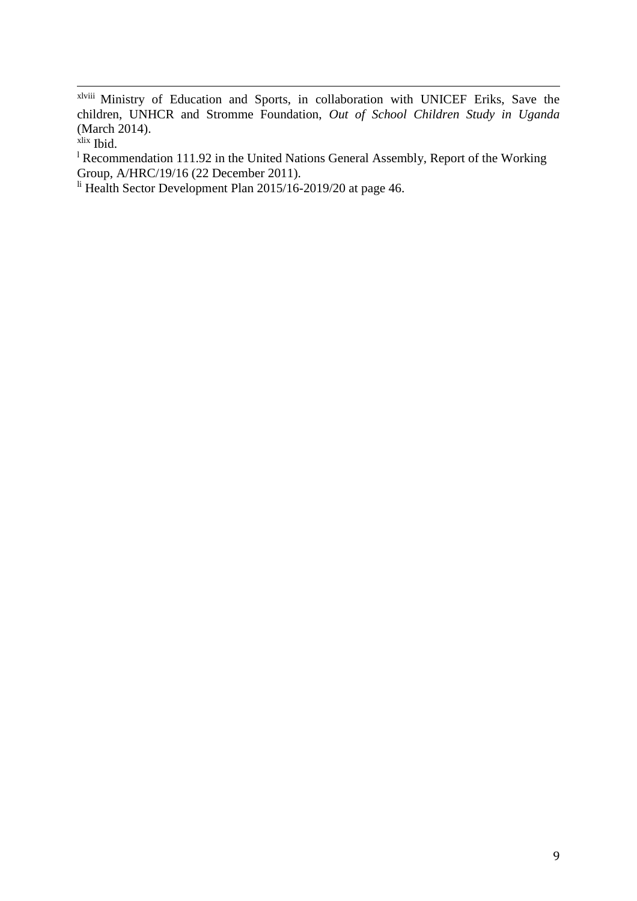[xlviii] Ministry of Education and Sports, in collaboration with UNICEF Eriks, Save the children, UNHCR and Stromme Foundation, *Out of School Children Study in Uganda* (March 2014).

[xlix] Ibid.

[l] Recommendation 111.92 in the United Nations General Assembly, Report of the Working Group, A/HRC/19/16 (22 December 2011).

[li] Health Sector Development Plan 2015/16-2019/20 at page 46.